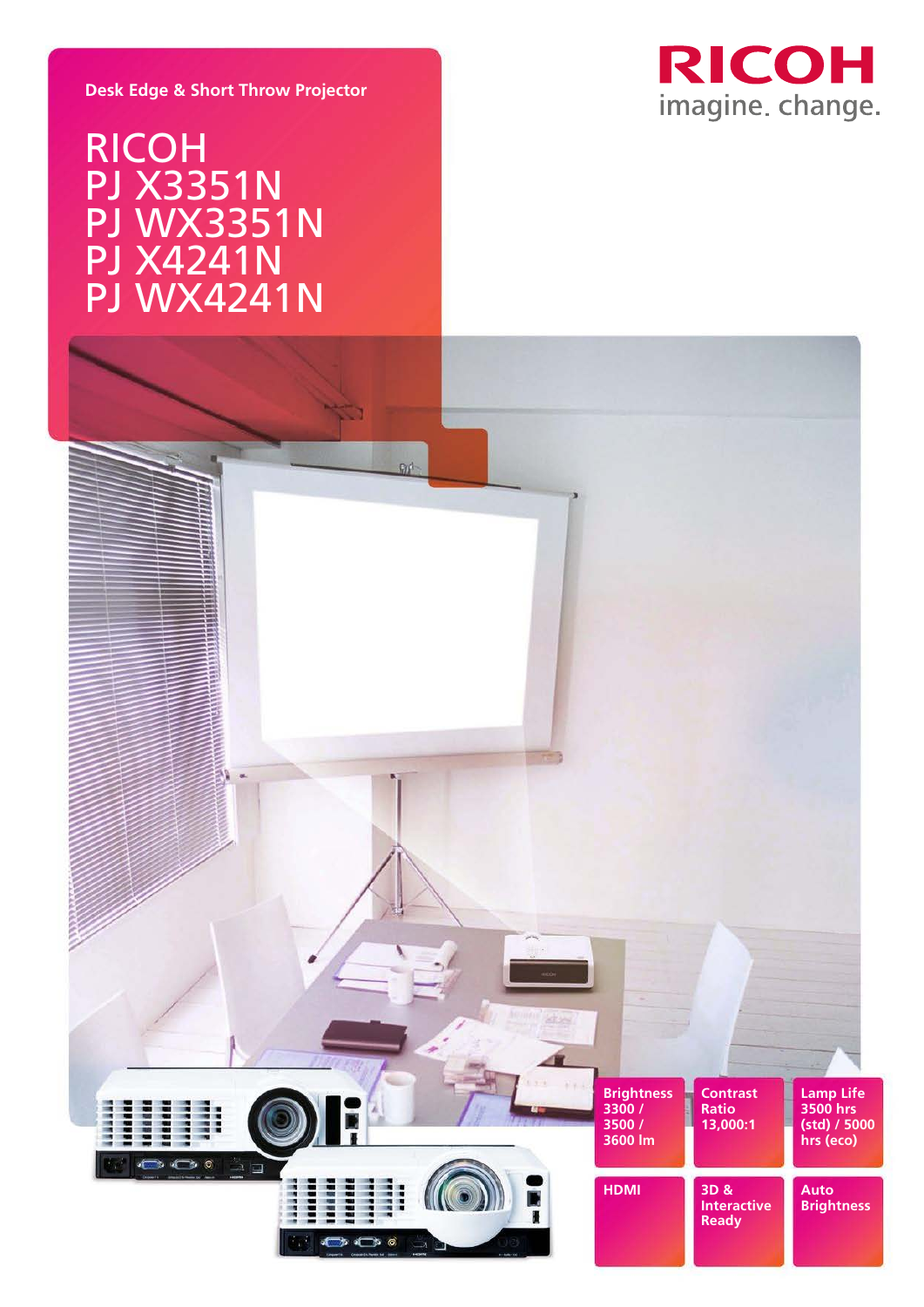Desk Edge & Short Throw Projector

# RICOH
# PJ X3351N
# PJ WX3351N
# PJ X4241N
# PJ WX4241N

RICOH
imagine. change.

**Brightness** 3300 / 3500 / 3600 lm

**Contrast Ratio** 13,000:1

**Lamp Life** 3500 hrs (std) / 5000 hrs (eco)

**HDMI**

**3D & Interactive Ready**

**Auto Brightness**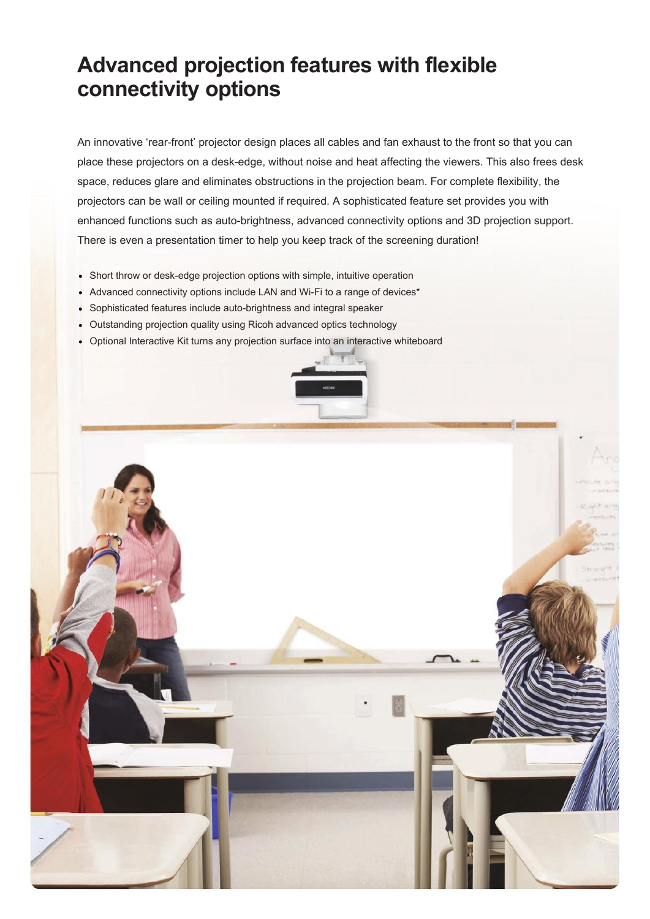# Advanced projection features with flexible connectivity options

An innovative 'rear-front' projector design places all cables and fan exhaust to the front so that you can place these projectors on a desk-edge, without noise and heat affecting the viewers. This also frees desk space, reduces glare and eliminates obstructions in the projection beam. For complete flexibility, the projectors can be wall or ceiling mounted if required. A sophisticated feature set provides you with enhanced functions such as auto-brightness, advanced connectivity options and 3D projection support. There is even a presentation timer to help you keep track of the screening duration!

- Short throw or desk-edge projection options with simple, intuitive operation
- Advanced connectivity options include LAN and Wi-Fi to a range of devices*
- Sophisticated features include auto-brightness and integral speaker
- Outstanding projection quality using Ricoh advanced optics technology
- Optional Interactive Kit turns any projection surface into an interactive whiteboard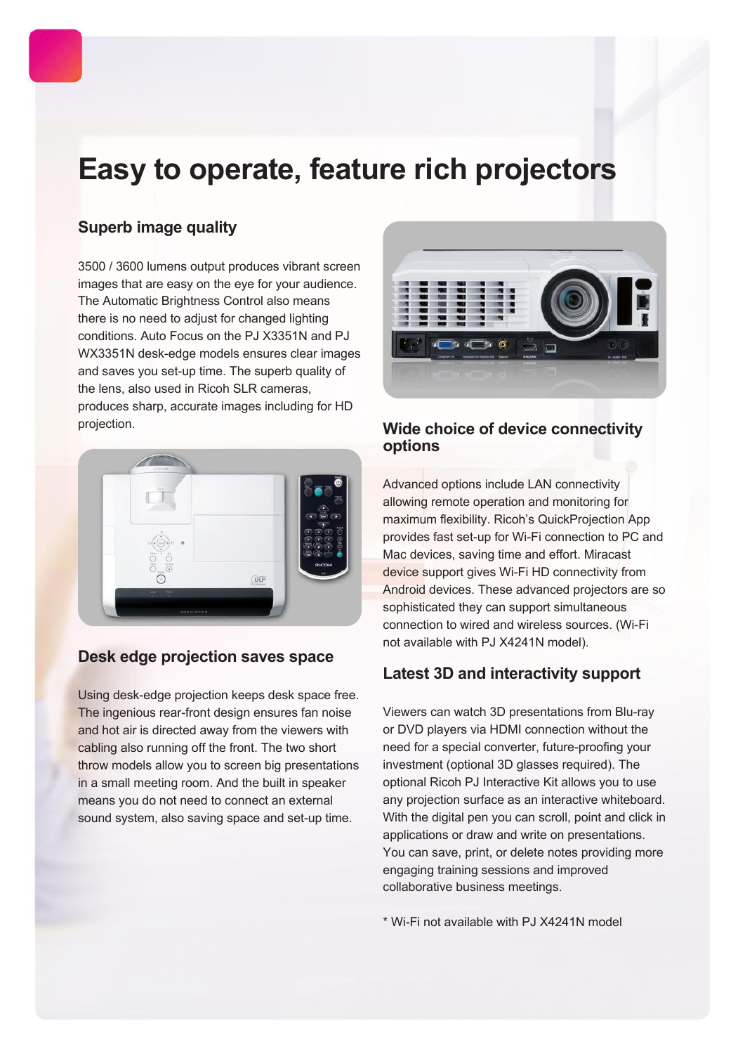# Easy to operate, feature rich projectors

## Superb image quality

3500 / 3600 lumens output produces vibrant screen images that are easy on the eye for your audience. The Automatic Brightness Control also means there is no need to adjust for changed lighting conditions. Auto Focus on the PJ X3351N and PJ WX3351N desk-edge models ensures clear images and saves you set-up time. The superb quality of the lens, also used in Ricoh SLR cameras, produces sharp, accurate images including for HD projection.

## Desk edge projection saves space

Using desk-edge projection keeps desk space free. The ingenious rear-front design ensures fan noise and hot air is directed away from the viewers with cabling also running off the front. The two short throw models allow you to screen big presentations in a small meeting room. And the built in speaker means you do not need to connect an external sound system, also saving space and set-up time.

## Wide choice of device connectivity options

Advanced options include LAN connectivity allowing remote operation and monitoring for maximum flexibility. Ricoh's QuickProjection App provides fast set-up for Wi-Fi connection to PC and Mac devices, saving time and effort. Miracast device support gives Wi-Fi HD connectivity from Android devices. These advanced projectors are so sophisticated they can support simultaneous connection to wired and wireless sources. (Wi-Fi not available with PJ X4241N model).

## Latest 3D and interactivity support

Viewers can watch 3D presentations from Blu-ray or DVD players via HDMI connection without the need for a special converter, future-proofing your investment (optional 3D glasses required). The optional Ricoh PJ Interactive Kit allows you to use any projection surface as an interactive whiteboard. With the digital pen you can scroll, point and click in applications or draw and write on presentations. You can save, print, or delete notes providing more engaging training sessions and improved collaborative business meetings.

* Wi-Fi not available with PJ X4241N model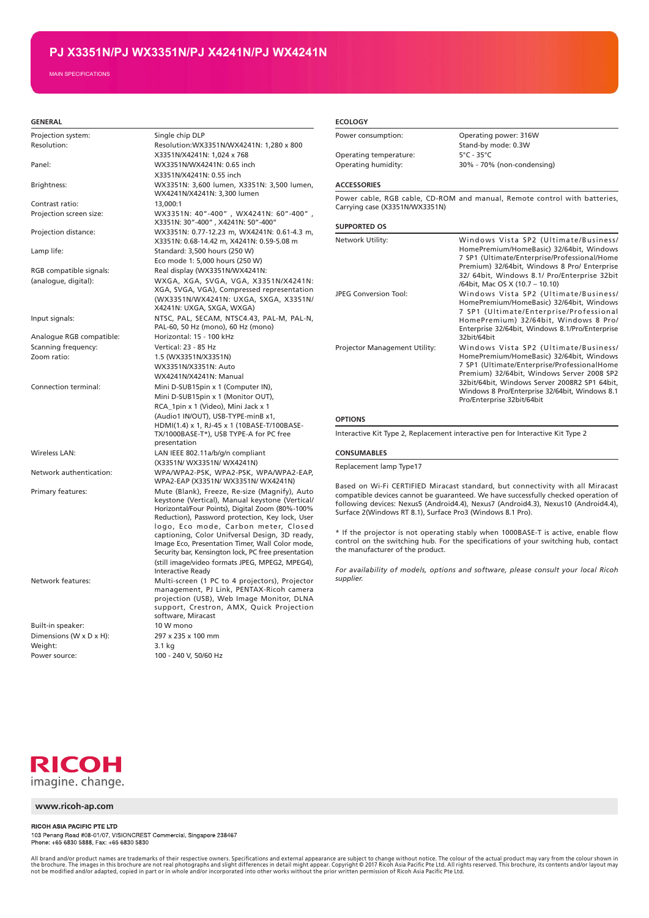# PJ X3351N/PJ WX3351N/PJ X4241N/PJ WX4241N

MAIN SPECIFICATIONS

## GENERAL

| | |
|---|---|
| Projection system: | Single chip DLP |
| Resolution: | Resolution:WX3351N/WX4241N: 1,280 x 800<br>X3351N/X4241N: 1,024 x 768 |
| Panel: | WX3351N/WX4241N: 0.65 inch<br>X3351N/X4241N: 0.55 inch |
| Brightness: | WX3351N: 3,600 lumen, X3351N: 3,500 lumen, WX4241N/X4241N: 3,300 lumen |
| Contrast ratio: | 13,000:1 |
| Projection screen size: | WX3351N: 40"-400" , WX4241N: 60"-400" , X3351N: 30"-400" , X4241N: 50"-400" |
| Projection distance: | WX3351N: 0.77-12.23 m, WX4241N: 0.61-4.3 m, X3351N: 0.68-14.42 m, X4241N: 0.59-5.08 m |
| Lamp life: | Standard: 3,500 hours (250 W)<br>Eco mode 1: 5,000 hours (250 W) |
| RGB compatible signals: (analogue, digital): | Real display (WX3351N/WX4241N: WXGA, XGA, SVGA, VGA, X3351N/X4241N: XGA, SVGA, VGA), Compressed representation (WX3351N/WX4241N: UXGA, SXGA, X3351N/ X4241N: UXGA, SXGA, WXGA) |
| Input signals: | NTSC, PAL, SECAM, NTSC4.43, PAL-M, PAL-N, PAL-60, 50 Hz (mono), 60 Hz (mono) |
| Analogue RGB compatible: | Horizontal: 15 - 100 kHz |
| Scanning frequency: | Vertical: 23 - 85 Hz |
| Zoom ratio: | 1.5 (WX3351N/X3351N)<br>WX3351N/X3351N: Auto<br>WX4241N/X4241N: Manual |
| Connection terminal: | Mini D-SUB15pin x 1 (Computer IN),<br>Mini D-SUB15pin x 1 (Monitor OUT),<br>RCA_1pin x 1 (Video), Mini Jack x 1 (Audio1 IN/OUT), USB-TYPE-minB x1, HDMI(1.4) x 1, RJ-45 x 1 (10BASE-T/100BASE-TX/1000BASE-T*), USB TYPE-A for PC free presentation |
| Wireless LAN: | LAN IEEE 802.11a/b/g/n compliant (X3351N/ WX3351N/ WX4241N) |
| Network authentication: | WPA/WPA2-PSK, WPA2-PSK, WPA/WPA2-EAP, WPA2-EAP (X3351N/ WX3351N/ WX4241N) |
| Primary features: | Mute (Blank), Freeze, Re-size (Magnify), Auto keystone (Vertical), Manual keystone (Vertical/ Horizontal/Four Points), Digital Zoom (80%-100% Reduction), Password protection, Key lock, User logo, Eco mode, Carbon meter, Closed captioning, Color Unifversal Design, 3D ready, Image Eco, Presentation Timer, Wall Color mode, Security bar, Kensington lock, PC free presentation (still image/video formats JPEG, MPEG2, MPEG4), Interactive Ready |
| Network features: | Multi-screen (1 PC to 4 projectors), Projector management, PJ Link, PENTAX-Ricoh camera projection (USB), Web Image Monitor, DLNA support, Crestron, AMX, Quick Projection software, Miracast |
| Built-in speaker: | 10 W mono |
| Dimensions (W x D x H): | 297 x 235 x 100 mm |
| Weight: | 3.1 kg |
| Power source: | 100 - 240 V, 50/60 Hz |

## ECOLOGY

| | |
|---|---|
| Power consumption: | Operating power: 316W<br>Stand-by mode: 0.3W |
| Operating temperature: | 5°C - 35°C |
| Operating humidity: | 30% - 70% (non-condensing) |

## ACCESSORIES

Power cable, RGB cable, CD-ROM and manual, Remote control with batteries, Carrying case (X3351N/WX3351N)

## SUPPORTED OS

| | |
|---|---|
| Network Utility: | Windows Vista SP2 (Ultimate/Business/ HomePremium/HomeBasic) 32/64bit, Windows 7 SP1 (Ultimate/Enterprise/Professional/Home Premium) 32/64bit, Windows 8 Pro/ Enterprise 32/ 64bit, Windows 8.1/ Pro/Enterprise 32bit /64bit, Mac OS X (10.7 – 10.10) |
| JPEG Conversion Tool: | Windows Vista SP2 (Ultimate/Business/ HomePremium/HomeBasic) 32/64bit, Windows 7 SP1 (Ultimate/Enterprise/Professional HomePremium) 32/64bit, Windows 8 Pro/ Enterprise 32/64bit, Windows 8.1/Pro/Enterprise 32bit/64bit |
| Projector Management Utility: | Windows Vista SP2 (Ultimate/Business/ HomePremium/HomeBasic) 32/64bit, Windows 7 SP1 (Ultimate/Enterprise/ProfessionalHome Premium) 32/64bit, Windows Server 2008 SP2 32bit/64bit, Windows Server 2008R2 SP1 64bit, Windows 8 Pro/Enterprise 32/64bit, Windows 8.1 Pro/Enterprise 32bit/64bit |

## OPTIONS

Interactive Kit Type 2, Replacement interactive pen for Interactive Kit Type 2

## CONSUMABLES

Replacement lamp Type17

Based on Wi-Fi CERTIFIED Miracast standard, but connectivity with all Miracast compatible devices cannot be guaranteed. We have successfully checked operation of following devices: Nexus5 (Android4.4), Nexus7 (Android4.3), Nexus10 (Android4.4), Surface 2(Windows RT 8.1), Surface Pro3 (Windows 8.1 Pro).

* If the projector is not operating stably when 1000BASE-T is active, enable flow control on the switching hub. For the specifications of your switching hub, contact the manufacturer of the product.

*For availability of models, options and software, please consult your local Ricoh supplier.*

RICOH
imagine. change.

**www.ricoh-ap.com**

**RICOH ASIA PACIFIC PTE LTD**
103 Penang Road #08-01/07, VISIONCREST Commercial, Singapore 238467
Phone: +65 6830 5888, Fax: +65 6830 5830

All brand and/or product names are trademarks of their respective owners. Specifications and external appearance are subject to change without notice. The colour of the actual product may vary from the colour shown in the brochure. The images in this brochure are not real photographs and slight differences in detail might appear. Copyright © 2017 Ricoh Asia Pacific Pte Ltd. All rights reserved. This brochure, its contents and/or layout may not be modified and/or adapted, copied in part or in whole and/or incorporated into other works without the prior written permission of Ricoh Asia Pacific Pte Ltd.